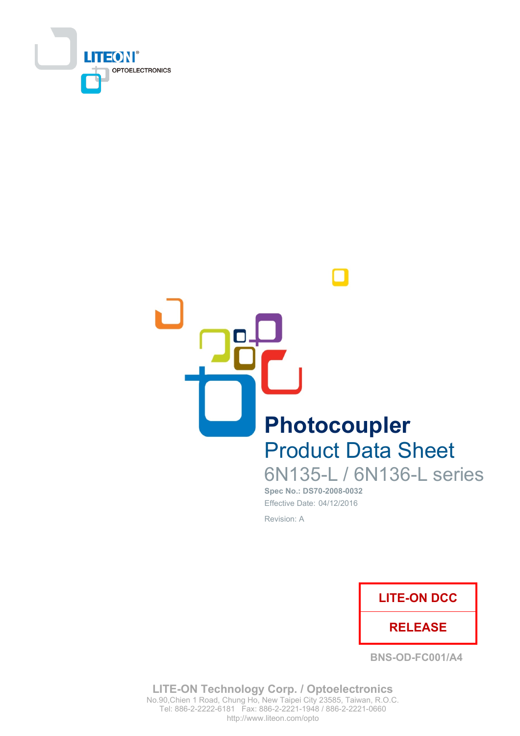LITEON OPTOELECTRONICS

# Photocoupler

## Product Data Sheet

### 6N135-L / 6N136-L series

**Spec No.: DS70-2008-0032**

Effective Date: 04/12/2016

Revision: A

| LITE-ON DCC |
| --- |
| RELEASE |

BNS-OD-FC001/A4

**LITE-ON Technology Corp. / Optoelectronics**
No.90,Chien 1 Road, Chung Ho, New Taipei City 23585, Taiwan, R.O.C.
Tel: 886-2-2222-6181 Fax: 886-2-2221-1948 / 886-2-2221-0660
http://www.liteon.com/opto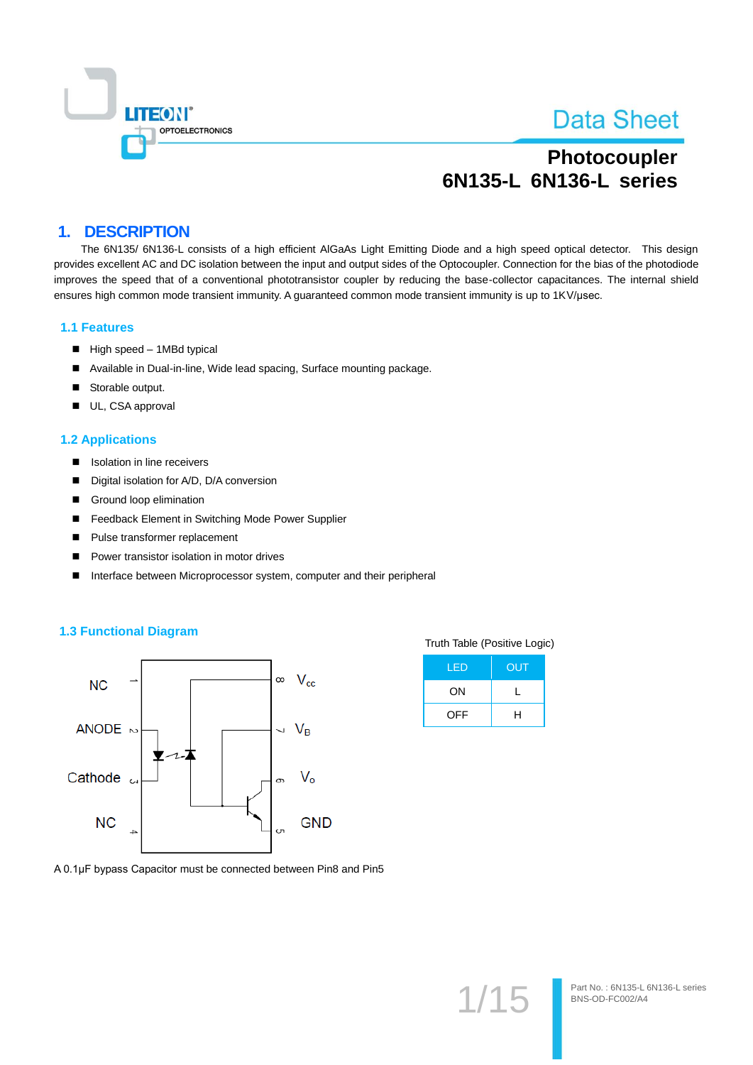# 1. DESCRIPTION

The 6N135/ 6N136-L consists of a high efficient AlGaAs Light Emitting Diode and a high speed optical detector. This design provides excellent AC and DC isolation between the input and output sides of the Optocoupler. Connection for the bias of the photodiode improves the speed that of a conventional phototransistor coupler by reducing the base-collector capacitances. The internal shield ensures high common mode transient immunity. A guaranteed common mode transient immunity is up to 1KV/μsec.

## 1.1 Features

- High speed – 1MBd typical
- Available in Dual-in-line, Wide lead spacing, Surface mounting package.
- Storable output.
- UL, CSA approval

## 1.2 Applications

- Isolation in line receivers
- Digital isolation for A/D, D/A conversion
- Ground loop elimination
- Feedback Element in Switching Mode Power Supplier
- Pulse transformer replacement
- Power transistor isolation in motor drives
- Interface between Microprocessor system, computer and their peripheral

## 1.3 Functional Diagram

NC 1, ANODE 2, Cathode 3, NC 4, GND 5, $V_O$ 6, $V_B$ 7, $V_{cc}$ 8

Truth Table (Positive Logic)

| LED | OUT |
|---|---|
| ON | L |
| OFF | H |

A 0.1μF bypass Capacitor must be connected between Pin8 and Pin5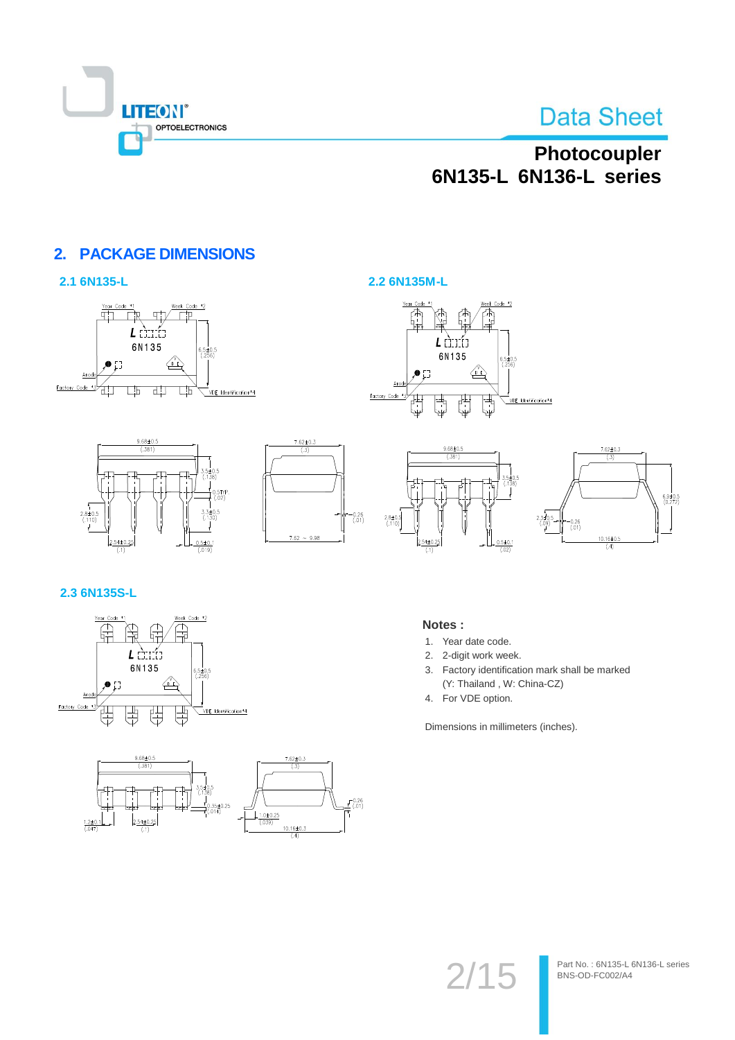## 2. PACKAGE DIMENSIONS

### 2.1 6N135-L

### 2.2 6N135M-L

### 2.3 6N135S-L

**Notes :**

1. Year date code.
2. 2-digit work week.
3. Factory identification mark shall be marked (Y: Thailand , W: China-CZ)
4. For VDE option.

Dimensions in millimeters (inches).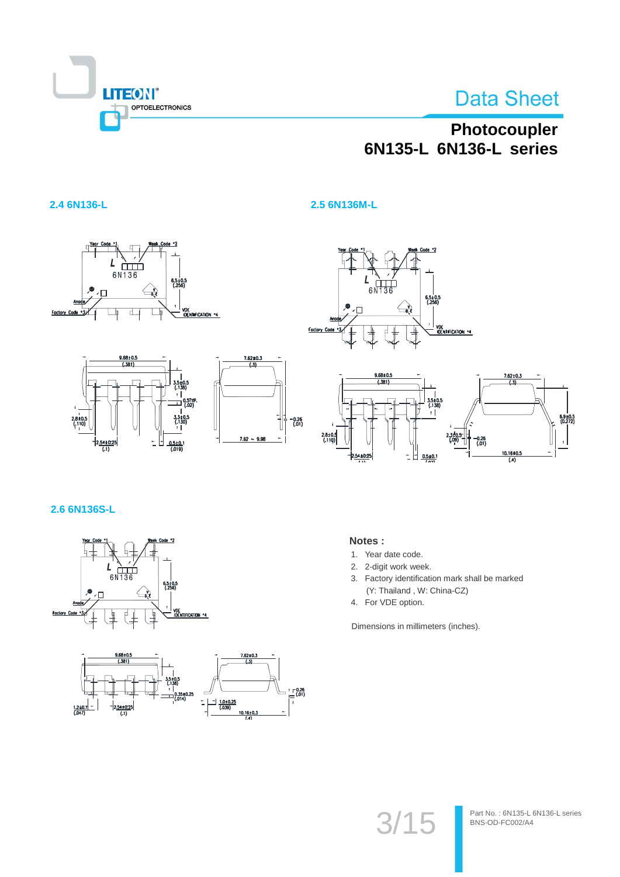## 2.4 6N136-L

## 2.5 6N136M-L

## 2.6 6N136S-L

**Notes :**

1. Year date code.
2. 2-digit work week.
3. Factory identification mark shall be marked (Y: Thailand , W: China-CZ)
4. For VDE option.

Dimensions in millimeters (inches).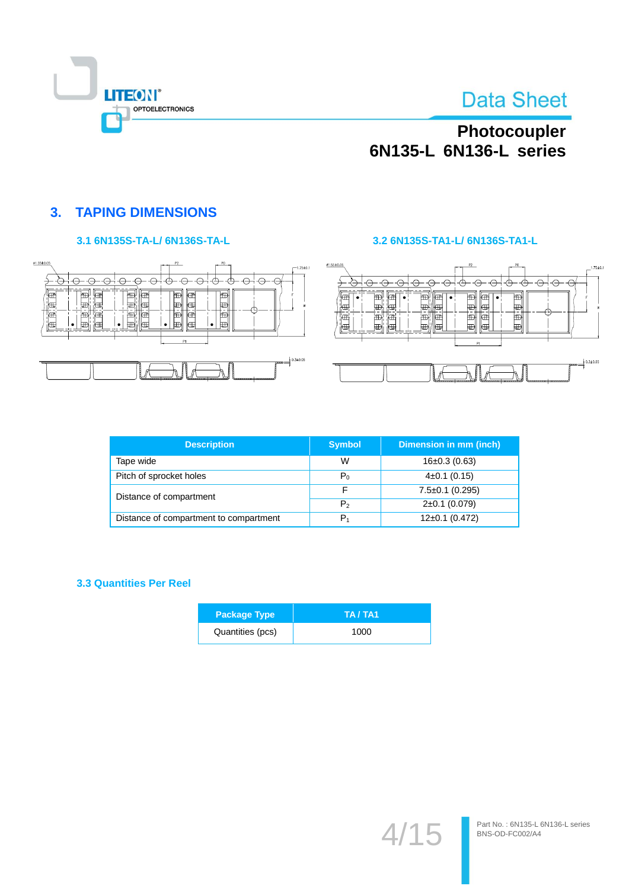## 3. TAPING DIMENSIONS

### 3.1 6N135S-TA-L/ 6N136S-TA-L

### 3.2 6N135S-TA1-L/ 6N136S-TA1-L

| Description | Symbol | Dimension in mm (inch) |
|---|---|---|
| Tape wide | W | 16±0.3 (0.63) |
| Pitch of sprocket holes | $P_0$ | 4±0.1 (0.15) |
| Distance of compartment | F | 7.5±0.1 (0.295) |
| | $P_2$ | 2±0.1 (0.079) |
| Distance of compartment to compartment | $P_1$ | 12±0.1 (0.472) |

### 3.3 Quantities Per Reel

| Package Type | TA / TA1 |
|---|---|
| Quantities (pcs) | 1000 |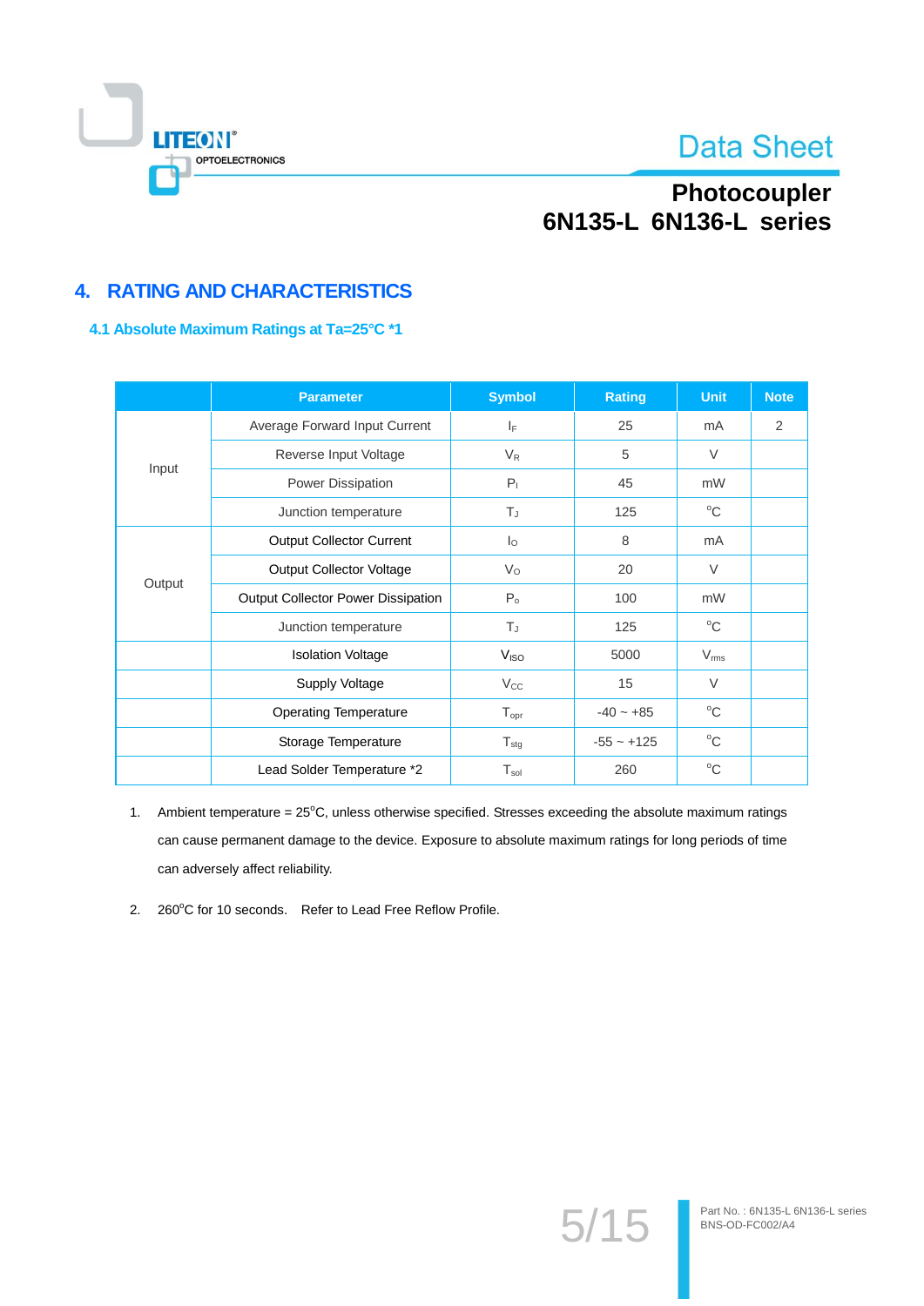## 4. RATING AND CHARACTERISTICS

### 4.1 Absolute Maximum Ratings at Ta=25°C *1

| | Parameter | Symbol | Rating | Unit | Note |
|---|---|---|---|---|---|
| Input | Average Forward Input Current | $I_F$ | 25 | mA | 2 |
| | Reverse Input Voltage | $V_R$ | 5 | V | |
| | Power Dissipation | $P_I$ | 45 | mW | |
| | Junction temperature | $T_J$ | 125 | °C | |
| Output | Output Collector Current | $I_O$ | 8 | mA | |
| | Output Collector Voltage | $V_O$ | 20 | V | |
| | Output Collector Power Dissipation | $P_o$ | 100 | mW | |
| | Junction temperature | $T_J$ | 125 | °C | |
| | Isolation Voltage | $V_{ISO}$ | 5000 | $V_{rms}$ | |
| | Supply Voltage | $V_{CC}$ | 15 | V | |
| | Operating Temperature | $T_{opr}$ | -40 ~ +85 | °C | |
| | Storage Temperature | $T_{stg}$ | -55 ~ +125 | °C | |
| | Lead Solder Temperature *2 | $T_{sol}$ | 260 | °C | |

1. Ambient temperature = 25°C, unless otherwise specified. Stresses exceeding the absolute maximum ratings can cause permanent damage to the device. Exposure to absolute maximum ratings for long periods of time can adversely affect reliability.

2. 260°C for 10 seconds. Refer to Lead Free Reflow Profile.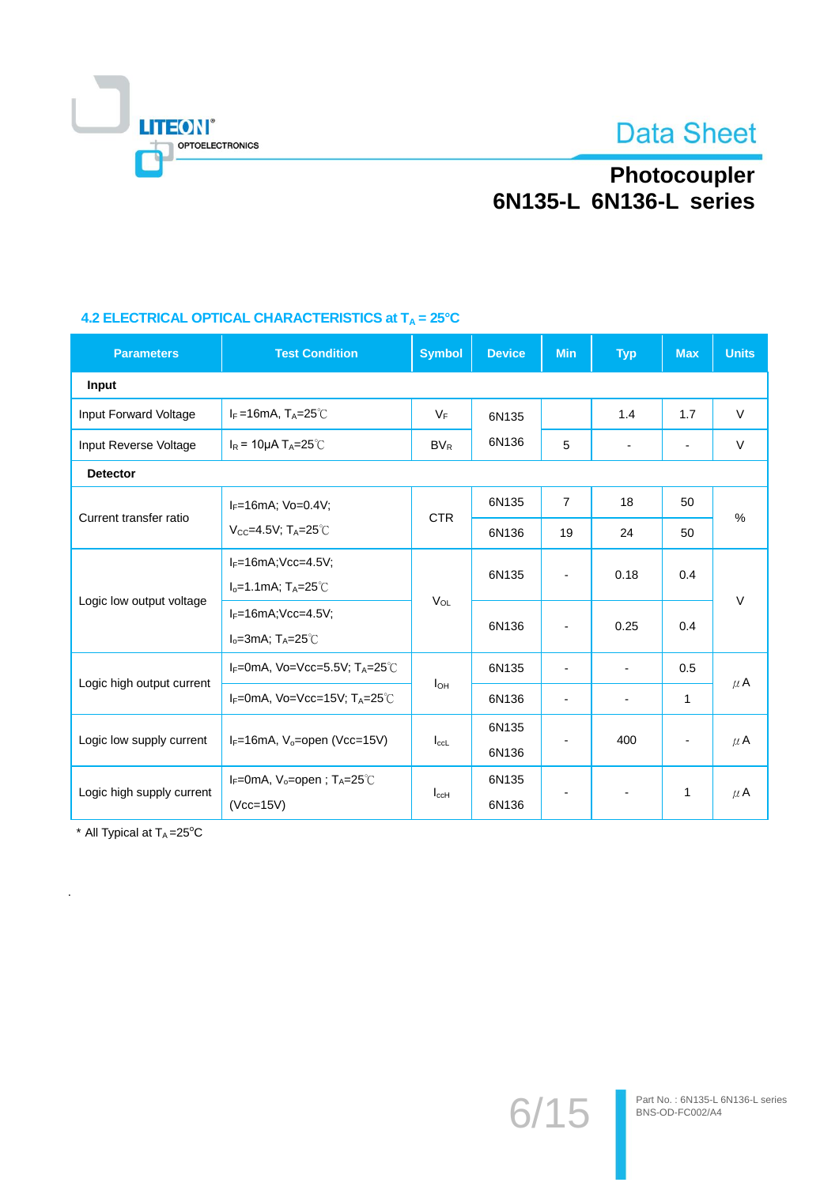## 4.2 ELECTRICAL OPTICAL CHARACTERISTICS at $T_A$ = 25°C

| Parameters | Test Condition | Symbol | Device | Min | Typ | Max | Units |
|---|---|---|---|---|---|---|---|
| **Input** | | | | | | | |
| Input Forward Voltage | $I_F$ =16mA, $T_A$=25℃ | $V_F$ | 6N135 | | 1.4 | 1.7 | V |
| Input Reverse Voltage | $I_R$ = 10μA $T_A$=25℃ | $BV_R$ | 6N136 | 5 | - | - | V |
| **Detector** | | | | | | | |
| Current transfer ratio | $I_F$=16mA; Vo=0.4V; $V_{CC}$=4.5V; $T_A$=25℃ | CTR | 6N135 | 7 | 18 | 50 | % |
| | | | 6N136 | 19 | 24 | 50 | |
| Logic low output voltage | $I_F$=16mA;Vcc=4.5V; $I_o$=1.1mA; $T_A$=25℃ | $V_{OL}$ | 6N135 | - | 0.18 | 0.4 | V |
| | $I_F$=16mA;Vcc=4.5V; $I_o$=3mA; $T_A$=25℃ | | 6N136 | - | 0.25 | 0.4 | |
| Logic high output current | $I_F$=0mA, Vo=Vcc=5.5V; $T_A$=25℃ | $I_{OH}$ | 6N135 | - | - | 0.5 | μA |
| | $I_F$=0mA, Vo=Vcc=15V; $T_A$=25℃ | | 6N136 | - | - | 1 | |
| Logic low supply current | $I_F$=16mA, $V_o$=open (Vcc=15V) | $I_{ccL}$ | 6N135 6N136 | - | 400 | - | μA |
| Logic high supply current | $I_F$=0mA, $V_o$=open ; $T_A$=25℃ (Vcc=15V) | $I_{ccH}$ | 6N135 6N136 | - | - | 1 | μA |

\* All Typical at $T_A$=25°C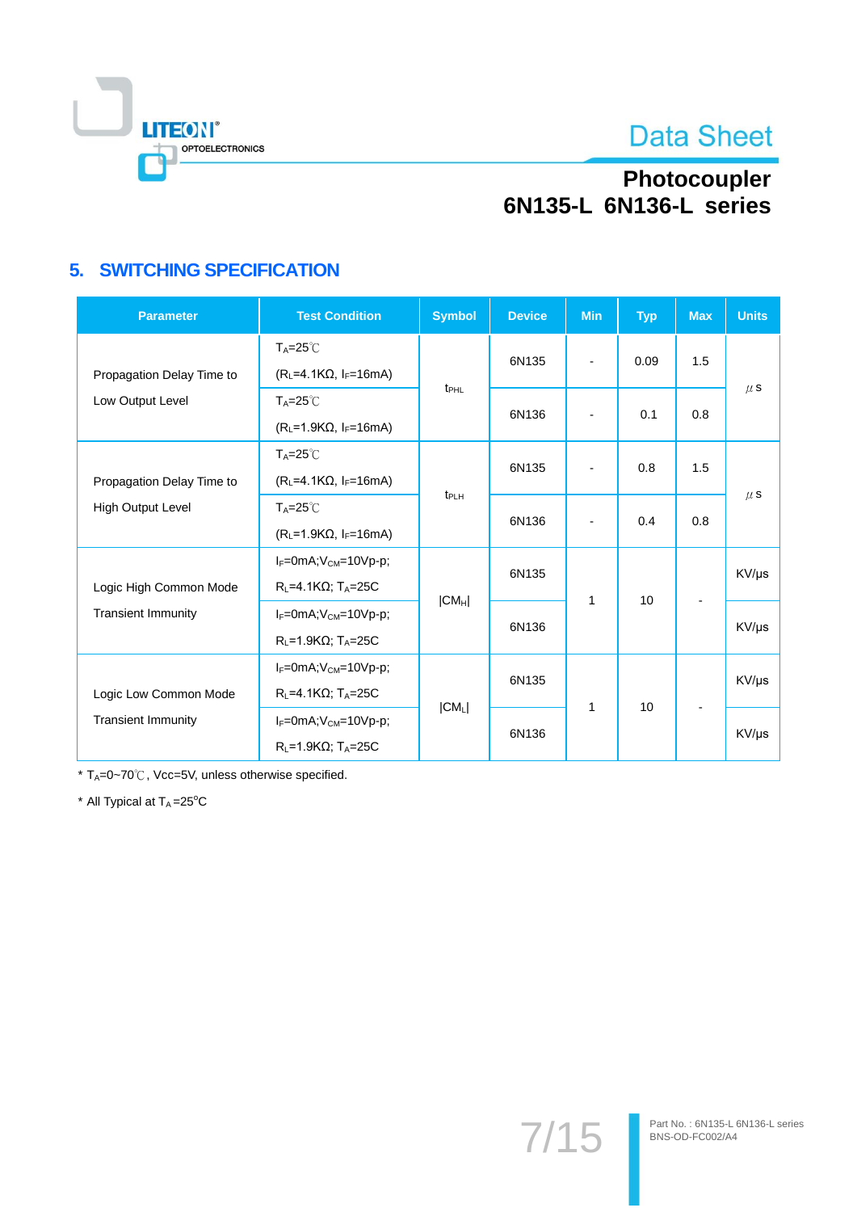## 5. SWITCHING SPECIFICATION

| Parameter | Test Condition | Symbol | Device | Min | Typ | Max | Units |
|---|---|---|---|---|---|---|---|
| Propagation Delay Time to Low Output Level | $T_A$=25℃ ($R_L$=4.1KΩ, $I_F$=16mA) | $t_{PHL}$ | 6N135 | - | 0.09 | 1.5 | μs |
| | $T_A$=25℃ ($R_L$=1.9KΩ, $I_F$=16mA) | | 6N136 | - | 0.1 | 0.8 | |
| Propagation Delay Time to High Output Level | $T_A$=25℃ ($R_L$=4.1KΩ, $I_F$=16mA) | $t_{PLH}$ | 6N135 | - | 0.8 | 1.5 | μs |
| | $T_A$=25℃ ($R_L$=1.9KΩ, $I_F$=16mA) | | 6N136 | - | 0.4 | 0.8 | |
| Logic High Common Mode Transient Immunity | $I_F$=0mA;$V_{CM}$=10Vp-p; $R_L$=4.1KΩ; $T_A$=25C | $\|CM_H\|$ | 6N135 | 1 | 10 | - | KV/μs |
| | $I_F$=0mA;$V_{CM}$=10Vp-p; $R_L$=1.9KΩ; $T_A$=25C | | 6N136 | | | | KV/μs |
| Logic Low Common Mode Transient Immunity | $I_F$=0mA;$V_{CM}$=10Vp-p; $R_L$=4.1KΩ; $T_A$=25C | $\|CM_L\|$ | 6N135 | 1 | 10 | - | KV/μs |
| | $I_F$=0mA;$V_{CM}$=10Vp-p; $R_L$=1.9KΩ; $T_A$=25C | | 6N136 | | | | KV/μs |

* $T_A$=0~70℃, Vcc=5V, unless otherwise specified.

* All Typical at $T_A$=25°C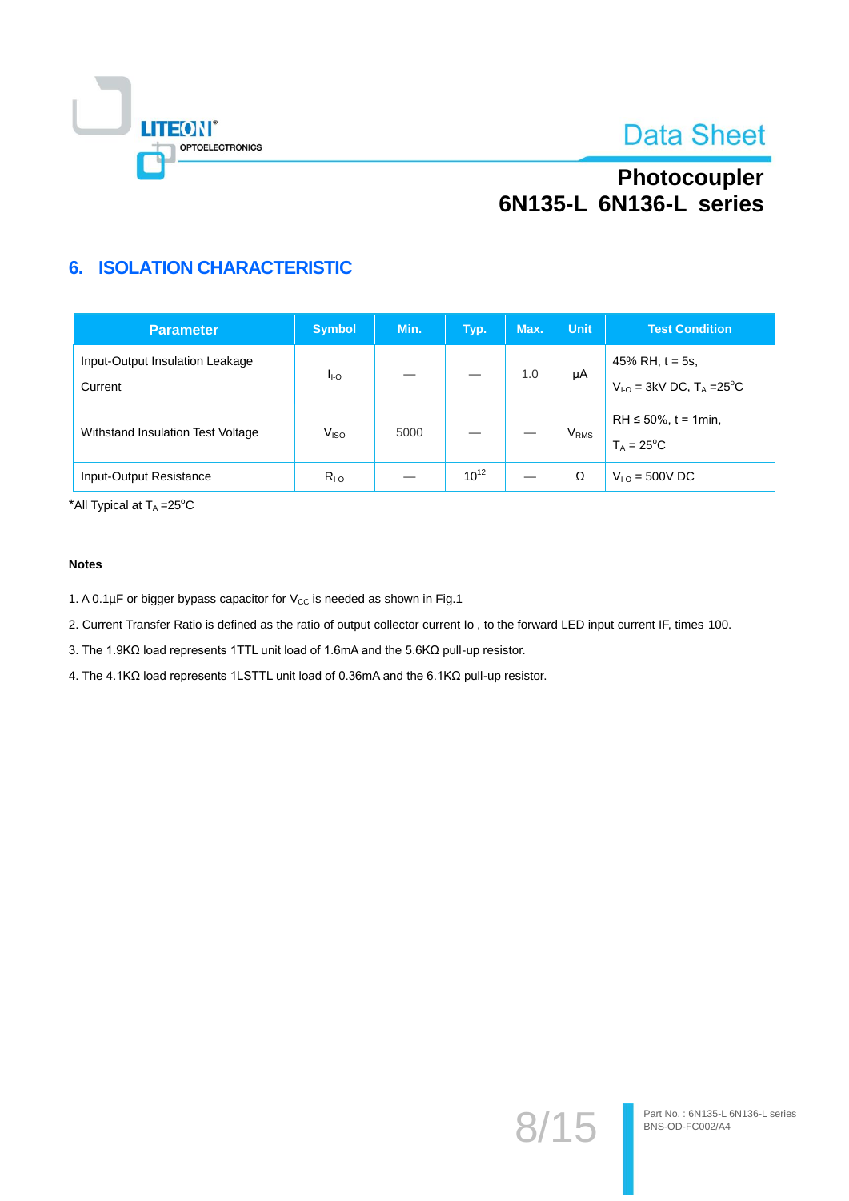## 6. ISOLATION CHARACTERISTIC

| Parameter | Symbol | Min. | Typ. | Max. | Unit | Test Condition |
|---|---|---|---|---|---|---|
| Input-Output Insulation Leakage Current | $I_{I\text{-}O}$ | — | — | 1.0 | μA | 45% RH, t = 5s, $V_{I\text{-}O}$ = 3kV DC, $T_A$ =25°C |
| Withstand Insulation Test Voltage | $V_{ISO}$ | 5000 | — | — | $V_{RMS}$ | RH ≤ 50%, t = 1min, $T_A$ = 25°C |
| Input-Output Resistance | $R_{I\text{-}O}$ | — | $10^{12}$ | — | Ω | $V_{I\text{-}O}$ = 500V DC |

*All Typical at $T_A$ =25°C

**Notes**

1. A 0.1μF or bigger bypass capacitor for $V_{CC}$ is needed as shown in Fig.1
2. Current Transfer Ratio is defined as the ratio of output collector current Io , to the forward LED input current IF, times 100.
3. The 1.9KΩ load represents 1TTL unit load of 1.6mA and the 5.6KΩ pull-up resistor.
4. The 4.1KΩ load represents 1LSTTL unit load of 0.36mA and the 6.1KΩ pull-up resistor.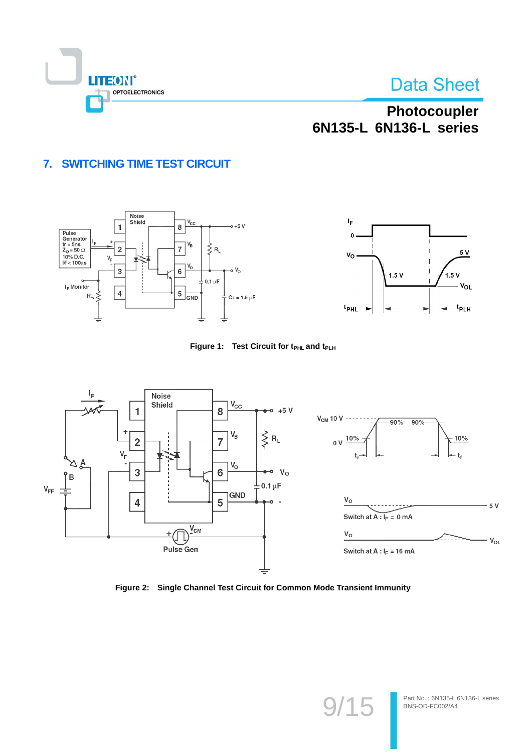## 7. SWITCHING TIME TEST CIRCUIT

Figure 1: Test Circuit for $t_{PHL}$ and $t_{PLH}$

Figure 2: Single Channel Test Circuit for Common Mode Transient Immunity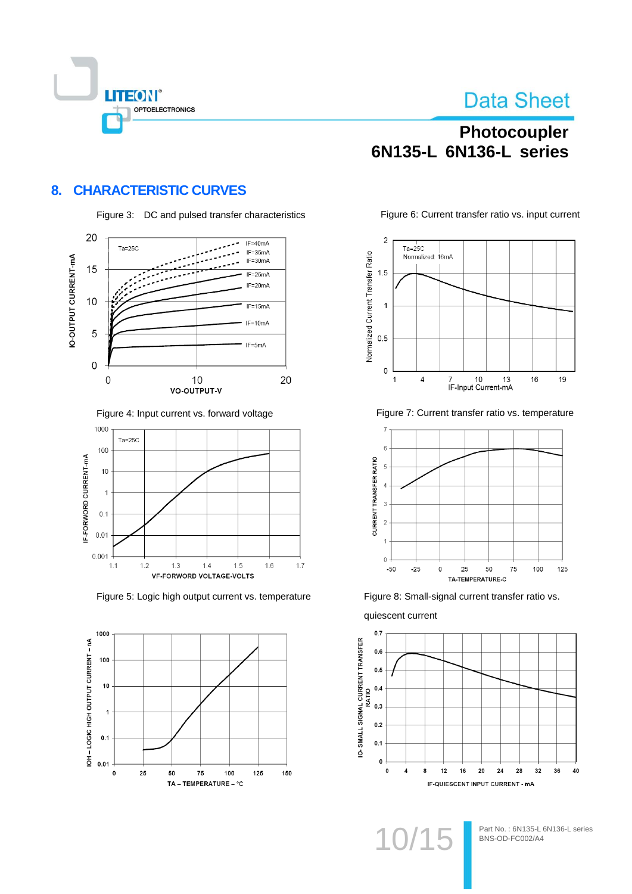## 8. CHARACTERISTIC CURVES

Figure 3: DC and pulsed transfer characteristics

Figure 6: Current transfer ratio vs. input current

Figure 4: Input current vs. forward voltage

Figure 7: Current transfer ratio vs. temperature

Figure 5: Logic high output current vs. temperature

Figure 8: Small-signal current transfer ratio vs. quiescent current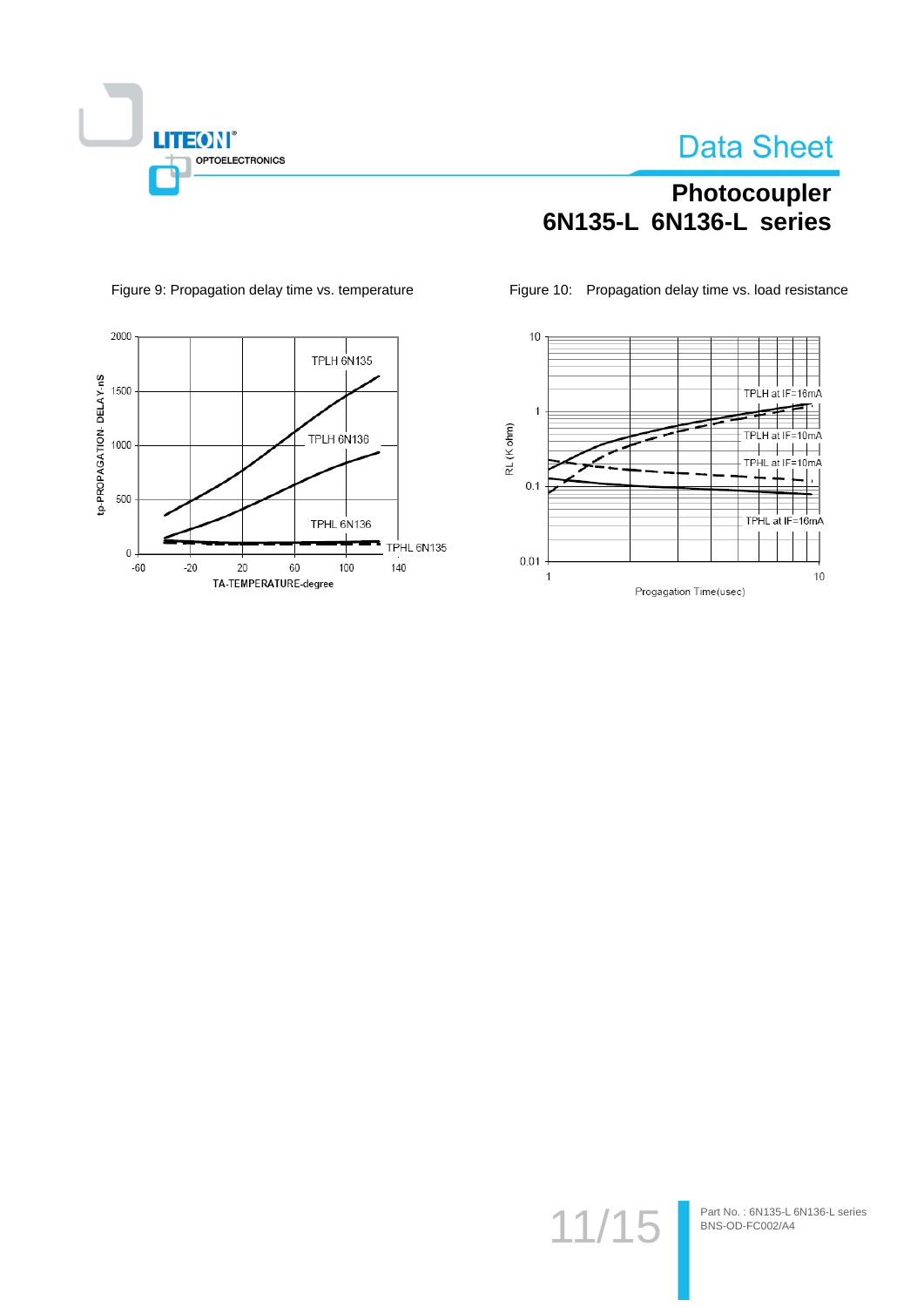Figure 9: Propagation delay time vs. temperature

Figure 10: Propagation delay time vs. load resistance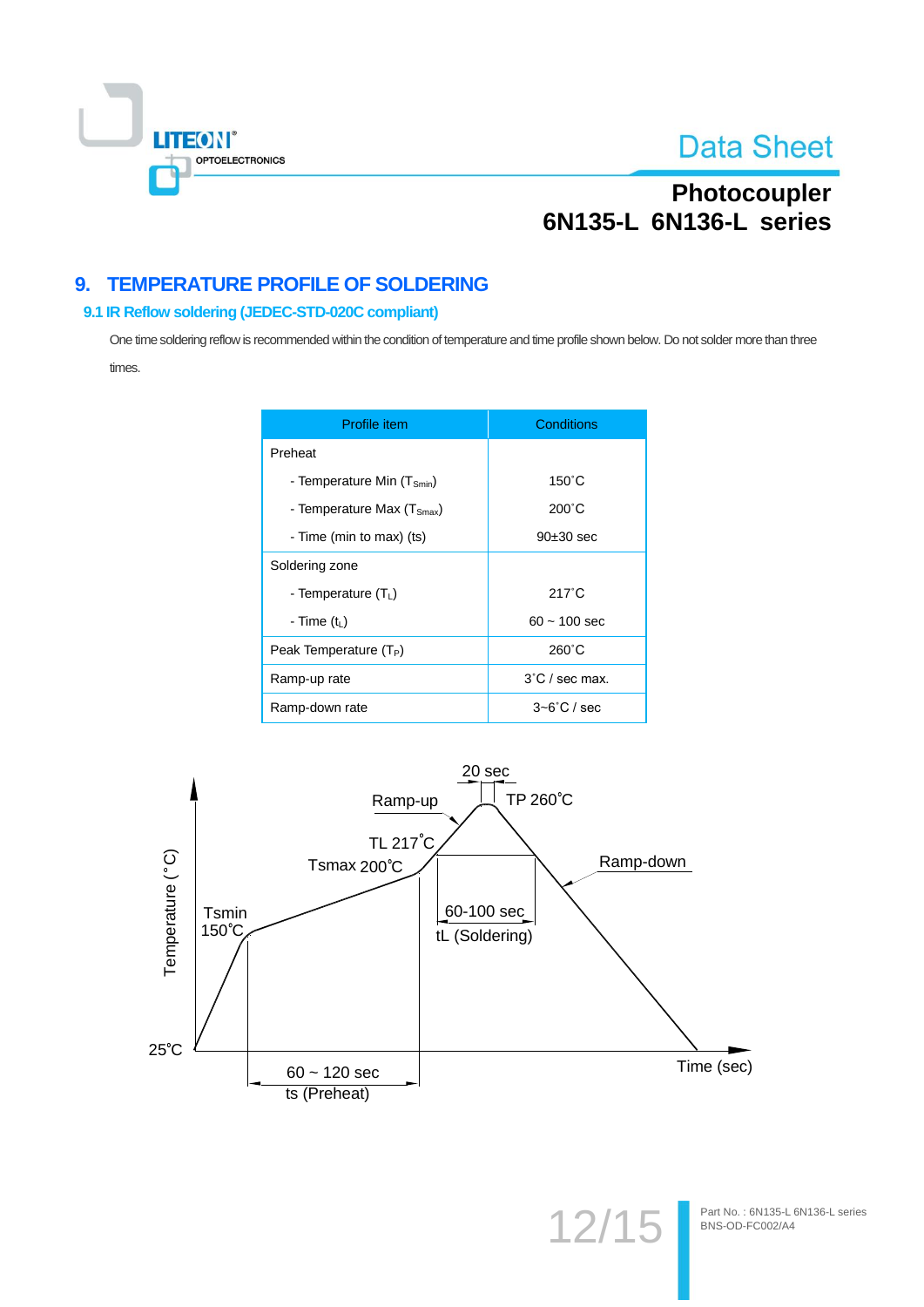## 9. TEMPERATURE PROFILE OF SOLDERING

### 9.1 IR Reflow soldering (JEDEC-STD-020C compliant)

One time soldering reflow is recommended within the condition of temperature and time profile shown below. Do not solder more than three times.

| Profile item | Conditions |
|---|---|
| Preheat | |
| - Temperature Min ($T_{Smin}$) | 150˚C |
| - Temperature Max ($T_{Smax}$) | 200˚C |
| - Time (min to max) (ts) | 90±30 sec |
| Soldering zone | |
| - Temperature ($T_L$) | 217˚C |
| - Time ($t_L$) | 60 ~ 100 sec |
| Peak Temperature ($T_P$) | 260˚C |
| Ramp-up rate | 3˚C / sec max. |
| Ramp-down rate | 3~6˚C / sec |

Temperature (˚C)

20 sec

Ramp-up

TP 260˚C

TL 217˚C

Tsmax 200˚C

Ramp-down

60-100 sec

tL (Soldering)

Tsmin 150˚C

25˚C

Time (sec)

60 ~ 120 sec

ts (Preheat)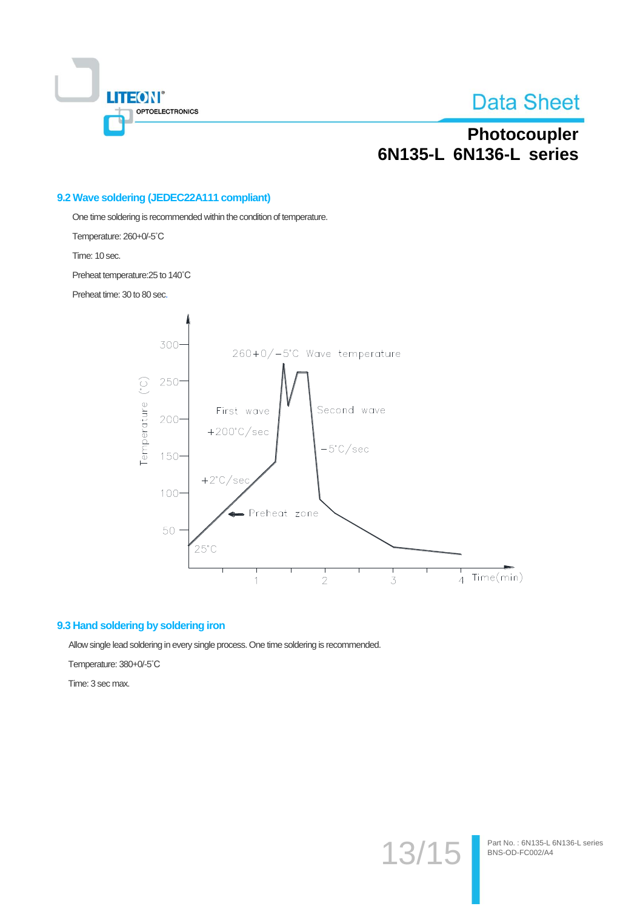### 9.2 Wave soldering (JEDEC22A111 compliant)

One time soldering is recommended within the condition of temperature.

Temperature: 260+0/-5˚C

Time: 10 sec.

Preheat temperature:25 to 140˚C

Preheat time: 30 to 80 sec.

### 9.3 Hand soldering by soldering iron

Allow single lead soldering in every single process. One time soldering is recommended.

Temperature: 380+0/-5˚C

Time: 3 sec max.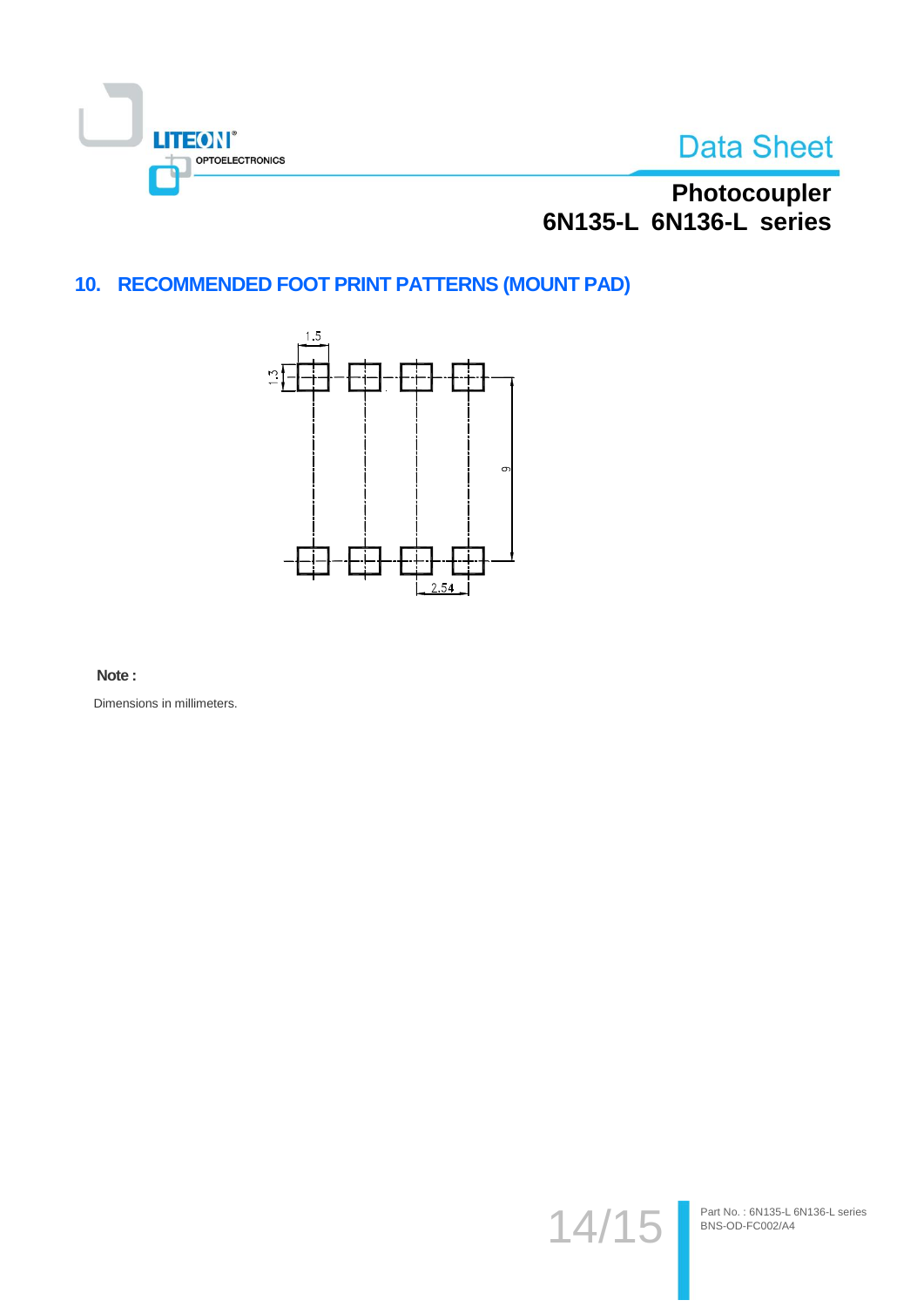## 10. RECOMMENDED FOOT PRINT PATTERNS (MOUNT PAD)

**Note :**

Dimensions in millimeters.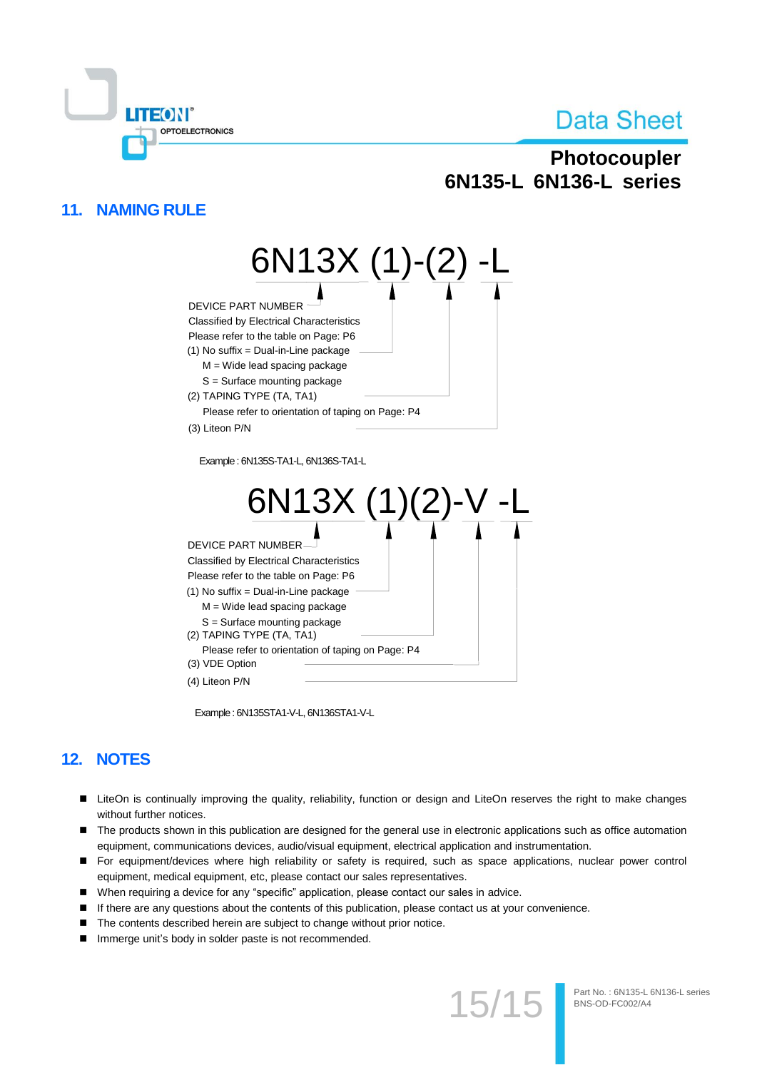## 11. NAMING RULE

6N13X (1)-(2) -L

DEVICE PART NUMBER
Classified by Electrical Characteristics
Please refer to the table on Page: P6
(1) No suffix = Dual-in-Line package
M = Wide lead spacing package
S = Surface mounting package
(2) TAPING TYPE (TA, TA1)
Please refer to orientation of taping on Page: P4
(3) Liteon P/N

Example : 6N135S-TA1-L, 6N136S-TA1-L

6N13X (1)(2)-V -L

DEVICE PART NUMBER
Classified by Electrical Characteristics
Please refer to the table on Page: P6
(1) No suffix = Dual-in-Line package
M = Wide lead spacing package
S = Surface mounting package
(2) TAPING TYPE (TA, TA1)
Please refer to orientation of taping on Page: P4
(3) VDE Option
(4) Liteon P/N

Example : 6N135STA1-V-L, 6N136STA1-V-L

## 12. NOTES

- LiteOn is continually improving the quality, reliability, function or design and LiteOn reserves the right to make changes without further notices.
- The products shown in this publication are designed for the general use in electronic applications such as office automation equipment, communications devices, audio/visual equipment, electrical application and instrumentation.
- For equipment/devices where high reliability or safety is required, such as space applications, nuclear power control equipment, medical equipment, etc, please contact our sales representatives.
- When requiring a device for any "specific" application, please contact our sales in advice.
- If there are any questions about the contents of this publication, please contact us at your convenience.
- The contents described herein are subject to change without prior notice.
- Immerge unit's body in solder paste is not recommended.